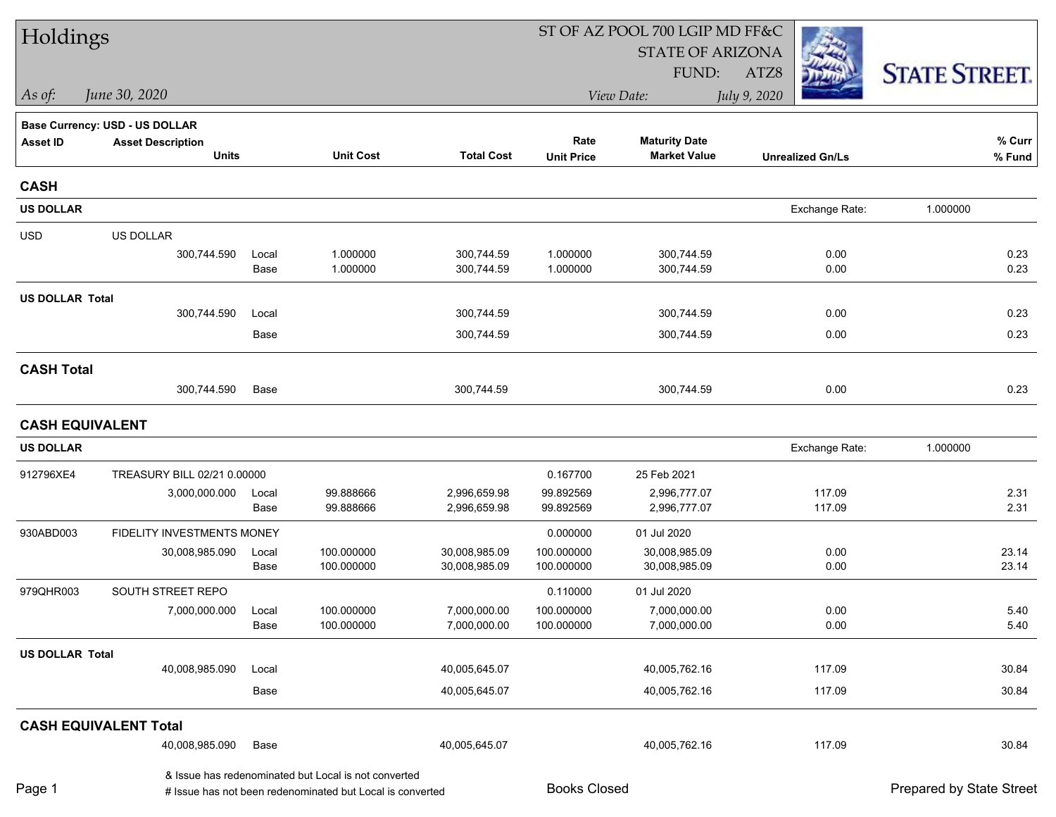# Holdings

ST OF AZ POOL 700 LGIP MD FF&C
STATE OF ARIZONA
FUND: ATZ8

*As of:* *June 30, 2020*

*View Date:* *July 9, 2020*

STATE STREET.

**Base Currency: USD - US DOLLAR**

| Asset ID | Asset Description / Units | | Unit Cost | Total Cost | Rate / Unit Price | Maturity Date / Market Value | Unrealized Gn/Ls | % Curr / % Fund |
|---|---|---|---|---|---|---|---|---|
| **CASH** | | | | | | | | |
| **US DOLLAR** | | | | | | | Exchange Rate: 1.000000 | |
| USD | US DOLLAR | | | | | | | |
| | 300,744.590 | Local | 1.000000 | 300,744.59 | 1.000000 | 300,744.59 | 0.00 | 0.23 |
| | | Base | 1.000000 | 300,744.59 | 1.000000 | 300,744.59 | 0.00 | 0.23 |
| **US DOLLAR Total** | | | | | | | | |
| | 300,744.590 | Local | | 300,744.59 | | 300,744.59 | 0.00 | 0.23 |
| | | Base | | 300,744.59 | | 300,744.59 | 0.00 | 0.23 |
| **CASH Total** | | | | | | | | |
| | 300,744.590 | Base | | 300,744.59 | | 300,744.59 | 0.00 | 0.23 |
| **CASH EQUIVALENT** | | | | | | | | |
| **US DOLLAR** | | | | | | | Exchange Rate: 1.000000 | |
| 912796XE4 | TREASURY BILL 02/21 0.00000 | | | | 0.167700 | 25 Feb 2021 | | |
| | 3,000,000.000 | Local | 99.888666 | 2,996,659.98 | 99.892569 | 2,996,777.07 | 117.09 | 2.31 |
| | | Base | 99.888666 | 2,996,659.98 | 99.892569 | 2,996,777.07 | 117.09 | 2.31 |
| 930ABD003 | FIDELITY INVESTMENTS MONEY | | | | 0.000000 | 01 Jul 2020 | | |
| | 30,008,985.090 | Local | 100.000000 | 30,008,985.09 | 100.000000 | 30,008,985.09 | 0.00 | 23.14 |
| | | Base | 100.000000 | 30,008,985.09 | 100.000000 | 30,008,985.09 | 0.00 | 23.14 |
| 979QHR003 | SOUTH STREET REPO | | | | 0.110000 | 01 Jul 2020 | | |
| | 7,000,000.000 | Local | 100.000000 | 7,000,000.00 | 100.000000 | 7,000,000.00 | 0.00 | 5.40 |
| | | Base | 100.000000 | 7,000,000.00 | 100.000000 | 7,000,000.00 | 0.00 | 5.40 |
| **US DOLLAR Total** | | | | | | | | |
| | 40,008,985.090 | Local | | 40,005,645.07 | | 40,005,762.16 | 117.09 | 30.84 |
| | | Base | | 40,005,645.07 | | 40,005,762.16 | 117.09 | 30.84 |
| **CASH EQUIVALENT Total** | | | | | | | | |
| | 40,008,985.090 | Base | | 40,005,645.07 | | 40,005,762.16 | 117.09 | 30.84 |

& Issue has redenominated but Local is not converted
# Issue has not been redenominated but Local is converted

Books Closed

Prepared by State Street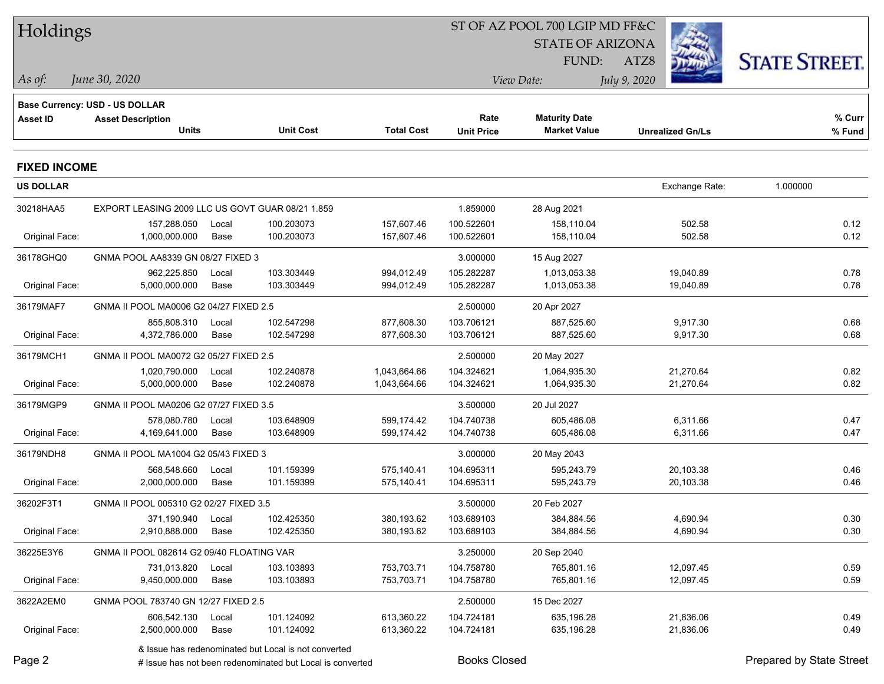# Holdings

ST OF AZ POOL 700 LGIP MD FF&C
STATE OF ARIZONA
FUND: ATZ8

*As of:* *June 30, 2020*

*View Date:* *July 9, 2020*

**Base Currency: USD - US DOLLAR**

## FIXED INCOME

**US DOLLAR** — Exchange Rate: 1.000000

| Asset ID | Asset Description / Units | | Unit Cost | Total Cost | Rate / Unit Price | Maturity Date / Market Value | Unrealized Gn/Ls | % Curr / % Fund |
|---|---|---|---|---|---|---|---|---|
| 30218HAA5 | EXPORT LEASING 2009 LLC US GOVT GUAR 08/21 1.859 | | | | 1.859000 | 28 Aug 2021 | | |
| | 157,288.050 | Local | 100.203073 | 157,607.46 | 100.522601 | 158,110.04 | 502.58 | 0.12 |
| Original Face: | 1,000,000.000 | Base | 100.203073 | 157,607.46 | 100.522601 | 158,110.04 | 502.58 | 0.12 |
| 36178GHQ0 | GNMA POOL AA8339 GN 08/27 FIXED 3 | | | | 3.000000 | 15 Aug 2027 | | |
| | 962,225.850 | Local | 103.303449 | 994,012.49 | 105.282287 | 1,013,053.38 | 19,040.89 | 0.78 |
| Original Face: | 5,000,000.000 | Base | 103.303449 | 994,012.49 | 105.282287 | 1,013,053.38 | 19,040.89 | 0.78 |
| 36179MAF7 | GNMA II POOL MA0006 G2 04/27 FIXED 2.5 | | | | 2.500000 | 20 Apr 2027 | | |
| | 855,808.310 | Local | 102.547298 | 877,608.30 | 103.706121 | 887,525.60 | 9,917.30 | 0.68 |
| Original Face: | 4,372,786.000 | Base | 102.547298 | 877,608.30 | 103.706121 | 887,525.60 | 9,917.30 | 0.68 |
| 36179MCH1 | GNMA II POOL MA0072 G2 05/27 FIXED 2.5 | | | | 2.500000 | 20 May 2027 | | |
| | 1,020,790.000 | Local | 102.240878 | 1,043,664.66 | 104.324621 | 1,064,935.30 | 21,270.64 | 0.82 |
| Original Face: | 5,000,000.000 | Base | 102.240878 | 1,043,664.66 | 104.324621 | 1,064,935.30 | 21,270.64 | 0.82 |
| 36179MGP9 | GNMA II POOL MA0206 G2 07/27 FIXED 3.5 | | | | 3.500000 | 20 Jul 2027 | | |
| | 578,080.780 | Local | 103.648909 | 599,174.42 | 104.740738 | 605,486.08 | 6,311.66 | 0.47 |
| Original Face: | 4,169,641.000 | Base | 103.648909 | 599,174.42 | 104.740738 | 605,486.08 | 6,311.66 | 0.47 |
| 36179NDH8 | GNMA II POOL MA1004 G2 05/43 FIXED 3 | | | | 3.000000 | 20 May 2043 | | |
| | 568,548.660 | Local | 101.159399 | 575,140.41 | 104.695311 | 595,243.79 | 20,103.38 | 0.46 |
| Original Face: | 2,000,000.000 | Base | 101.159399 | 575,140.41 | 104.695311 | 595,243.79 | 20,103.38 | 0.46 |
| 36202F3T1 | GNMA II POOL 005310 G2 02/27 FIXED 3.5 | | | | 3.500000 | 20 Feb 2027 | | |
| | 371,190.940 | Local | 102.425350 | 380,193.62 | 103.689103 | 384,884.56 | 4,690.94 | 0.30 |
| Original Face: | 2,910,888.000 | Base | 102.425350 | 380,193.62 | 103.689103 | 384,884.56 | 4,690.94 | 0.30 |
| 36225E3Y6 | GNMA II POOL 082614 G2 09/40 FLOATING VAR | | | | 3.250000 | 20 Sep 2040 | | |
| | 731,013.820 | Local | 103.103893 | 753,703.71 | 104.758780 | 765,801.16 | 12,097.45 | 0.59 |
| Original Face: | 9,450,000.000 | Base | 103.103893 | 753,703.71 | 104.758780 | 765,801.16 | 12,097.45 | 0.59 |
| 3622A2EM0 | GNMA POOL 783740 GN 12/27 FIXED 2.5 | | | | 2.500000 | 15 Dec 2027 | | |
| | 606,542.130 | Local | 101.124092 | 613,360.22 | 104.724181 | 635,196.28 | 21,836.06 | 0.49 |
| Original Face: | 2,500,000.000 | Base | 101.124092 | 613,360.22 | 104.724181 | 635,196.28 | 21,836.06 | 0.49 |

& Issue has redenominated but Local is not converted
# Issue has not been redenominated but Local is converted

Books Closed

Prepared by State Street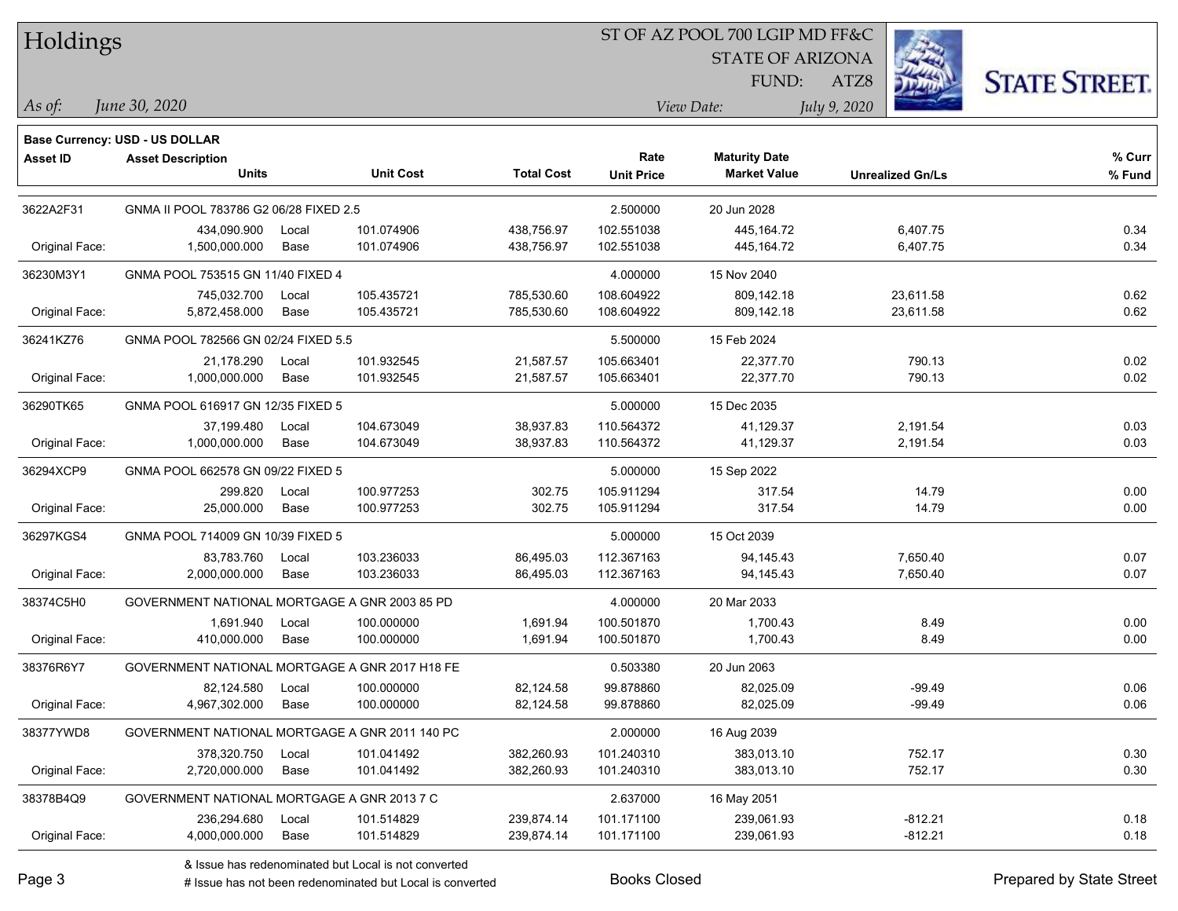# Holdings

ST OF AZ POOL 700 LGIP MD FF&C
STATE OF ARIZONA
FUND: ATZ8

*As of:* *June 30, 2020*
*View Date:* *July 9, 2020*

**Base Currency: USD - US DOLLAR**

| Asset ID | Asset Description / Units | | Unit Cost | Total Cost | Rate / Unit Price | Maturity Date / Market Value | Unrealized Gn/Ls | % Curr / % Fund |
|---|---|---|---|---|---|---|---|---|
| 3622A2F31 | GNMA II POOL 783786 G2 06/28 FIXED 2.5 | | | | 2.500000 | 20 Jun 2028 | | |
| | 434,090.900 | Local | 101.074906 | 438,756.97 | 102.551038 | 445,164.72 | 6,407.75 | 0.34 |
| Original Face: | 1,500,000.000 | Base | 101.074906 | 438,756.97 | 102.551038 | 445,164.72 | 6,407.75 | 0.34 |
| 36230M3Y1 | GNMA POOL 753515 GN 11/40 FIXED 4 | | | | 4.000000 | 15 Nov 2040 | | |
| | 745,032.700 | Local | 105.435721 | 785,530.60 | 108.604922 | 809,142.18 | 23,611.58 | 0.62 |
| Original Face: | 5,872,458.000 | Base | 105.435721 | 785,530.60 | 108.604922 | 809,142.18 | 23,611.58 | 0.62 |
| 36241KZ76 | GNMA POOL 782566 GN 02/24 FIXED 5.5 | | | | 5.500000 | 15 Feb 2024 | | |
| | 21,178.290 | Local | 101.932545 | 21,587.57 | 105.663401 | 22,377.70 | 790.13 | 0.02 |
| Original Face: | 1,000,000.000 | Base | 101.932545 | 21,587.57 | 105.663401 | 22,377.70 | 790.13 | 0.02 |
| 36290TK65 | GNMA POOL 616917 GN 12/35 FIXED 5 | | | | 5.000000 | 15 Dec 2035 | | |
| | 37,199.480 | Local | 104.673049 | 38,937.83 | 110.564372 | 41,129.37 | 2,191.54 | 0.03 |
| Original Face: | 1,000,000.000 | Base | 104.673049 | 38,937.83 | 110.564372 | 41,129.37 | 2,191.54 | 0.03 |
| 36294XCP9 | GNMA POOL 662578 GN 09/22 FIXED 5 | | | | 5.000000 | 15 Sep 2022 | | |
| | 299.820 | Local | 100.977253 | 302.75 | 105.911294 | 317.54 | 14.79 | 0.00 |
| Original Face: | 25,000.000 | Base | 100.977253 | 302.75 | 105.911294 | 317.54 | 14.79 | 0.00 |
| 36297KGS4 | GNMA POOL 714009 GN 10/39 FIXED 5 | | | | 5.000000 | 15 Oct 2039 | | |
| | 83,783.760 | Local | 103.236033 | 86,495.03 | 112.367163 | 94,145.43 | 7,650.40 | 0.07 |
| Original Face: | 2,000,000.000 | Base | 103.236033 | 86,495.03 | 112.367163 | 94,145.43 | 7,650.40 | 0.07 |
| 38374C5H0 | GOVERNMENT NATIONAL MORTGAGE A GNR 2003 85 PD | | | | 4.000000 | 20 Mar 2033 | | |
| | 1,691.940 | Local | 100.000000 | 1,691.94 | 100.501870 | 1,700.43 | 8.49 | 0.00 |
| Original Face: | 410,000.000 | Base | 100.000000 | 1,691.94 | 100.501870 | 1,700.43 | 8.49 | 0.00 |
| 38376R6Y7 | GOVERNMENT NATIONAL MORTGAGE A GNR 2017 H18 FE | | | | 0.503380 | 20 Jun 2063 | | |
| | 82,124.580 | Local | 100.000000 | 82,124.58 | 99.878860 | 82,025.09 | -99.49 | 0.06 |
| Original Face: | 4,967,302.000 | Base | 100.000000 | 82,124.58 | 99.878860 | 82,025.09 | -99.49 | 0.06 |
| 38377YWD8 | GOVERNMENT NATIONAL MORTGAGE A GNR 2011 140 PC | | | | 2.000000 | 16 Aug 2039 | | |
| | 378,320.750 | Local | 101.041492 | 382,260.93 | 101.240310 | 383,013.10 | 752.17 | 0.30 |
| Original Face: | 2,720,000.000 | Base | 101.041492 | 382,260.93 | 101.240310 | 383,013.10 | 752.17 | 0.30 |
| 38378B4Q9 | GOVERNMENT NATIONAL MORTGAGE A GNR 2013 7 C | | | | 2.637000 | 16 May 2051 | | |
| | 236,294.680 | Local | 101.514829 | 239,874.14 | 101.171100 | 239,061.93 | -812.21 | 0.18 |
| Original Face: | 4,000,000.000 | Base | 101.514829 | 239,874.14 | 101.171100 | 239,061.93 | -812.21 | 0.18 |

& Issue has redenominated but Local is not converted
# Issue has not been redenominated but Local is converted

Books Closed

Prepared by State Street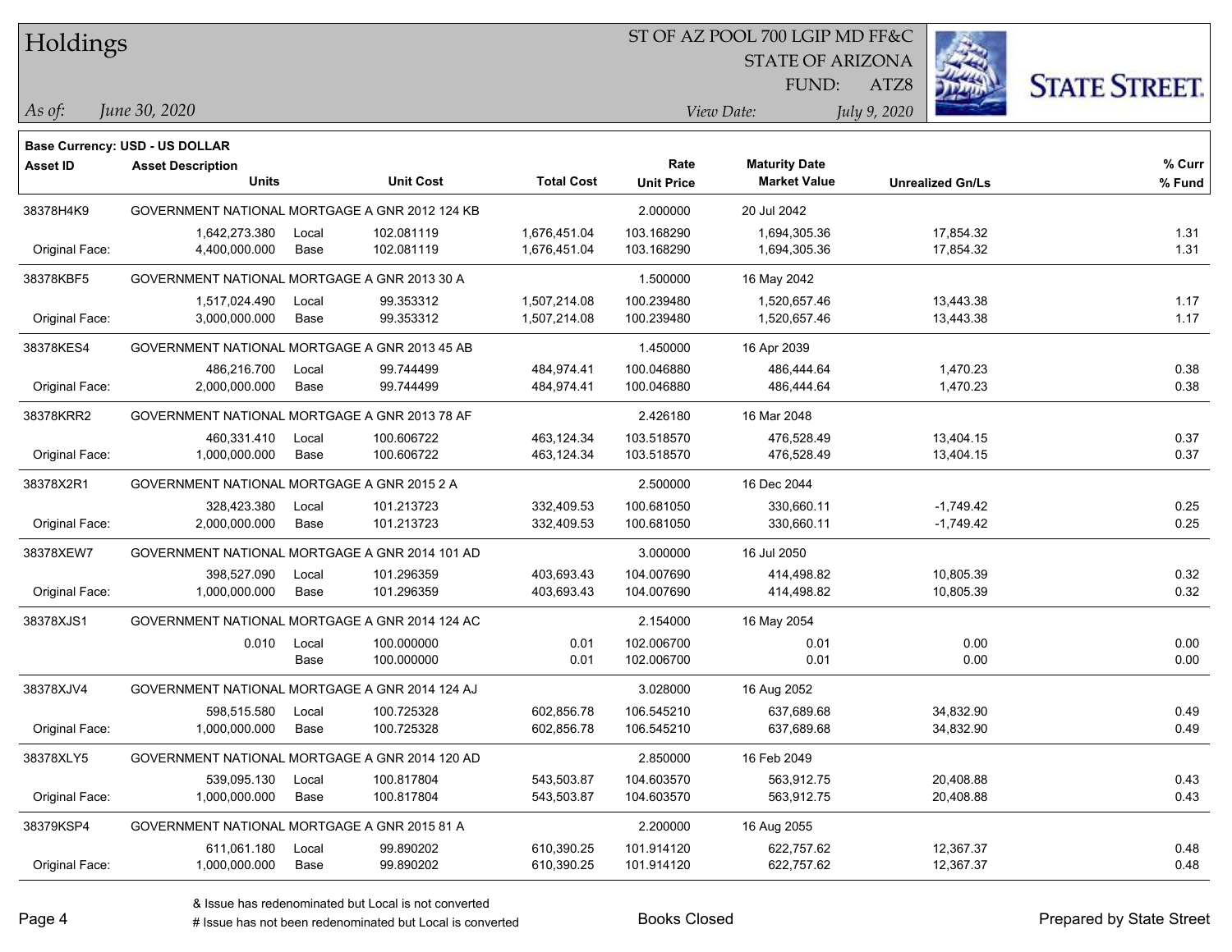# Holdings

ST OF AZ POOL 700 LGIP MD FF&C
STATE OF ARIZONA
FUND: ATZ8

*As of:* *June 30, 2020*

*View Date:* *July 9, 2020*

**Base Currency: USD - US DOLLAR**

| Asset ID | Asset Description / Units | | Unit Cost | Total Cost | Rate / Unit Price | Maturity Date / Market Value | Unrealized Gn/Ls | % Curr / % Fund |
|---|---|---|---|---|---|---|---|---|
| 38378H4K9 | GOVERNMENT NATIONAL MORTGAGE A GNR 2012 124 KB | | | | 2.000000 | 20 Jul 2042 | | |
| | 1,642,273.380 | Local | 102.081119 | 1,676,451.04 | 103.168290 | 1,694,305.36 | 17,854.32 | 1.31 |
| Original Face: | 4,400,000.000 | Base | 102.081119 | 1,676,451.04 | 103.168290 | 1,694,305.36 | 17,854.32 | 1.31 |
| 38378KBF5 | GOVERNMENT NATIONAL MORTGAGE A GNR 2013 30 A | | | | 1.500000 | 16 May 2042 | | |
| | 1,517,024.490 | Local | 99.353312 | 1,507,214.08 | 100.239480 | 1,520,657.46 | 13,443.38 | 1.17 |
| Original Face: | 3,000,000.000 | Base | 99.353312 | 1,507,214.08 | 100.239480 | 1,520,657.46 | 13,443.38 | 1.17 |
| 38378KES4 | GOVERNMENT NATIONAL MORTGAGE A GNR 2013 45 AB | | | | 1.450000 | 16 Apr 2039 | | |
| | 486,216.700 | Local | 99.744499 | 484,974.41 | 100.046880 | 486,444.64 | 1,470.23 | 0.38 |
| Original Face: | 2,000,000.000 | Base | 99.744499 | 484,974.41 | 100.046880 | 486,444.64 | 1,470.23 | 0.38 |
| 38378KRR2 | GOVERNMENT NATIONAL MORTGAGE A GNR 2013 78 AF | | | | 2.426180 | 16 Mar 2048 | | |
| | 460,331.410 | Local | 100.606722 | 463,124.34 | 103.518570 | 476,528.49 | 13,404.15 | 0.37 |
| Original Face: | 1,000,000.000 | Base | 100.606722 | 463,124.34 | 103.518570 | 476,528.49 | 13,404.15 | 0.37 |
| 38378X2R1 | GOVERNMENT NATIONAL MORTGAGE A GNR 2015 2 A | | | | 2.500000 | 16 Dec 2044 | | |
| | 328,423.380 | Local | 101.213723 | 332,409.53 | 100.681050 | 330,660.11 | -1,749.42 | 0.25 |
| Original Face: | 2,000,000.000 | Base | 101.213723 | 332,409.53 | 100.681050 | 330,660.11 | -1,749.42 | 0.25 |
| 38378XEW7 | GOVERNMENT NATIONAL MORTGAGE A GNR 2014 101 AD | | | | 3.000000 | 16 Jul 2050 | | |
| | 398,527.090 | Local | 101.296359 | 403,693.43 | 104.007690 | 414,498.82 | 10,805.39 | 0.32 |
| Original Face: | 1,000,000.000 | Base | 101.296359 | 403,693.43 | 104.007690 | 414,498.82 | 10,805.39 | 0.32 |
| 38378XJS1 | GOVERNMENT NATIONAL MORTGAGE A GNR 2014 124 AC | | | | 2.154000 | 16 May 2054 | | |
| | 0.010 | Local | 100.000000 | 0.01 | 102.006700 | 0.01 | 0.00 | 0.00 |
| | | Base | 100.000000 | 0.01 | 102.006700 | 0.01 | 0.00 | 0.00 |
| 38378XJV4 | GOVERNMENT NATIONAL MORTGAGE A GNR 2014 124 AJ | | | | 3.028000 | 16 Aug 2052 | | |
| | 598,515.580 | Local | 100.725328 | 602,856.78 | 106.545210 | 637,689.68 | 34,832.90 | 0.49 |
| Original Face: | 1,000,000.000 | Base | 100.725328 | 602,856.78 | 106.545210 | 637,689.68 | 34,832.90 | 0.49 |
| 38378XLY5 | GOVERNMENT NATIONAL MORTGAGE A GNR 2014 120 AD | | | | 2.850000 | 16 Feb 2049 | | |
| | 539,095.130 | Local | 100.817804 | 543,503.87 | 104.603570 | 563,912.75 | 20,408.88 | 0.43 |
| Original Face: | 1,000,000.000 | Base | 100.817804 | 543,503.87 | 104.603570 | 563,912.75 | 20,408.88 | 0.43 |
| 38379KSP4 | GOVERNMENT NATIONAL MORTGAGE A GNR 2015 81 A | | | | 2.200000 | 16 Aug 2055 | | |
| | 611,061.180 | Local | 99.890202 | 610,390.25 | 101.914120 | 622,757.62 | 12,367.37 | 0.48 |
| Original Face: | 1,000,000.000 | Base | 99.890202 | 610,390.25 | 101.914120 | 622,757.62 | 12,367.37 | 0.48 |

& Issue has redenominated but Local is not converted
# Issue has not been redenominated but Local is converted

Books Closed

Prepared by State Street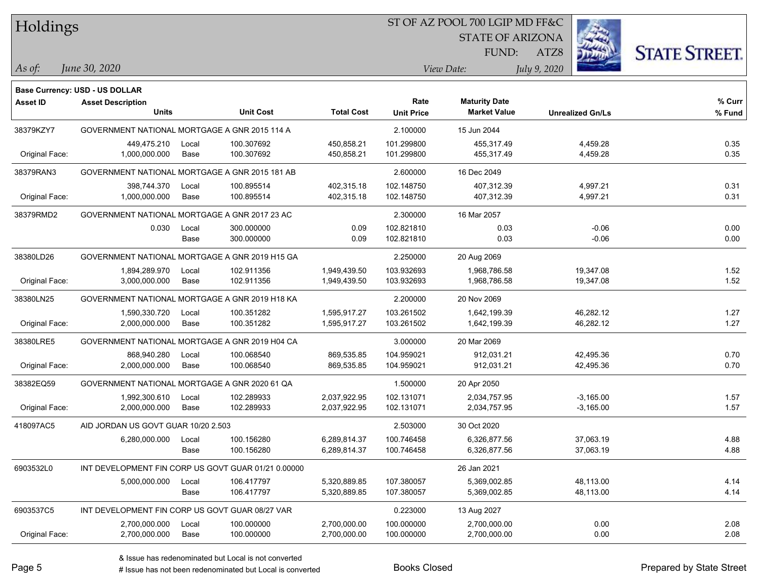# Holdings

ST OF AZ POOL 700 LGIP MD FF&C
STATE OF ARIZONA
FUND: ATZ8

*As of:* *June 30, 2020*

*View Date:* *July 9, 2020*

**Base Currency: USD - US DOLLAR**

| Asset ID | Asset Description / Units | | Unit Cost | Total Cost | Rate / Unit Price | Maturity Date / Market Value | Unrealized Gn/Ls | % Curr / % Fund |
|---|---|---|---|---|---|---|---|---|
| 38379KZY7 | GOVERNMENT NATIONAL MORTGAGE A GNR 2015 114 A | | | | 2.100000 | 15 Jun 2044 | | |
| | 449,475.210 | Local | 100.307692 | 450,858.21 | 101.299800 | 455,317.49 | 4,459.28 | 0.35 |
| Original Face: | 1,000,000.000 | Base | 100.307692 | 450,858.21 | 101.299800 | 455,317.49 | 4,459.28 | 0.35 |
| 38379RAN3 | GOVERNMENT NATIONAL MORTGAGE A GNR 2015 181 AB | | | | 2.600000 | 16 Dec 2049 | | |
| | 398,744.370 | Local | 100.895514 | 402,315.18 | 102.148750 | 407,312.39 | 4,997.21 | 0.31 |
| Original Face: | 1,000,000.000 | Base | 100.895514 | 402,315.18 | 102.148750 | 407,312.39 | 4,997.21 | 0.31 |
| 38379RMD2 | GOVERNMENT NATIONAL MORTGAGE A GNR 2017 23 AC | | | | 2.300000 | 16 Mar 2057 | | |
| | 0.030 | Local | 300.000000 | 0.09 | 102.821810 | 0.03 | -0.06 | 0.00 |
| | | Base | 300.000000 | 0.09 | 102.821810 | 0.03 | -0.06 | 0.00 |
| 38380LD26 | GOVERNMENT NATIONAL MORTGAGE A GNR 2019 H15 GA | | | | 2.250000 | 20 Aug 2069 | | |
| | 1,894,289.970 | Local | 102.911356 | 1,949,439.50 | 103.932693 | 1,968,786.58 | 19,347.08 | 1.52 |
| Original Face: | 3,000,000.000 | Base | 102.911356 | 1,949,439.50 | 103.932693 | 1,968,786.58 | 19,347.08 | 1.52 |
| 38380LN25 | GOVERNMENT NATIONAL MORTGAGE A GNR 2019 H18 KA | | | | 2.200000 | 20 Nov 2069 | | |
| | 1,590,330.720 | Local | 100.351282 | 1,595,917.27 | 103.261502 | 1,642,199.39 | 46,282.12 | 1.27 |
| Original Face: | 2,000,000.000 | Base | 100.351282 | 1,595,917.27 | 103.261502 | 1,642,199.39 | 46,282.12 | 1.27 |
| 38380LRE5 | GOVERNMENT NATIONAL MORTGAGE A GNR 2019 H04 CA | | | | 3.000000 | 20 Mar 2069 | | |
| | 868,940.280 | Local | 100.068540 | 869,535.85 | 104.959021 | 912,031.21 | 42,495.36 | 0.70 |
| Original Face: | 2,000,000.000 | Base | 100.068540 | 869,535.85 | 104.959021 | 912,031.21 | 42,495.36 | 0.70 |
| 38382EQ59 | GOVERNMENT NATIONAL MORTGAGE A GNR 2020 61 QA | | | | 1.500000 | 20 Apr 2050 | | |
| | 1,992,300.610 | Local | 102.289933 | 2,037,922.95 | 102.131071 | 2,034,757.95 | -3,165.00 | 1.57 |
| Original Face: | 2,000,000.000 | Base | 102.289933 | 2,037,922.95 | 102.131071 | 2,034,757.95 | -3,165.00 | 1.57 |
| 418097AC5 | AID JORDAN US GOVT GUAR 10/20 2.503 | | | | 2.503000 | 30 Oct 2020 | | |
| | 6,280,000.000 | Local | 100.156280 | 6,289,814.37 | 100.746458 | 6,326,877.56 | 37,063.19 | 4.88 |
| | | Base | 100.156280 | 6,289,814.37 | 100.746458 | 6,326,877.56 | 37,063.19 | 4.88 |
| 6903532L0 | INT DEVELOPMENT FIN CORP US GOVT GUAR 01/21 0.00000 | | | | | 26 Jan 2021 | | |
| | 5,000,000.000 | Local | 106.417797 | 5,320,889.85 | 107.380057 | 5,369,002.85 | 48,113.00 | 4.14 |
| | | Base | 106.417797 | 5,320,889.85 | 107.380057 | 5,369,002.85 | 48,113.00 | 4.14 |
| 6903537C5 | INT DEVELOPMENT FIN CORP US GOVT GUAR 08/27 VAR | | | | 0.223000 | 13 Aug 2027 | | |
| | 2,700,000.000 | Local | 100.000000 | 2,700,000.00 | 100.000000 | 2,700,000.00 | 0.00 | 2.08 |
| Original Face: | 2,700,000.000 | Base | 100.000000 | 2,700,000.00 | 100.000000 | 2,700,000.00 | 0.00 | 2.08 |

& Issue has redenominated but Local is not converted
# Issue has not been redenominated but Local is converted

Books Closed

Prepared by State Street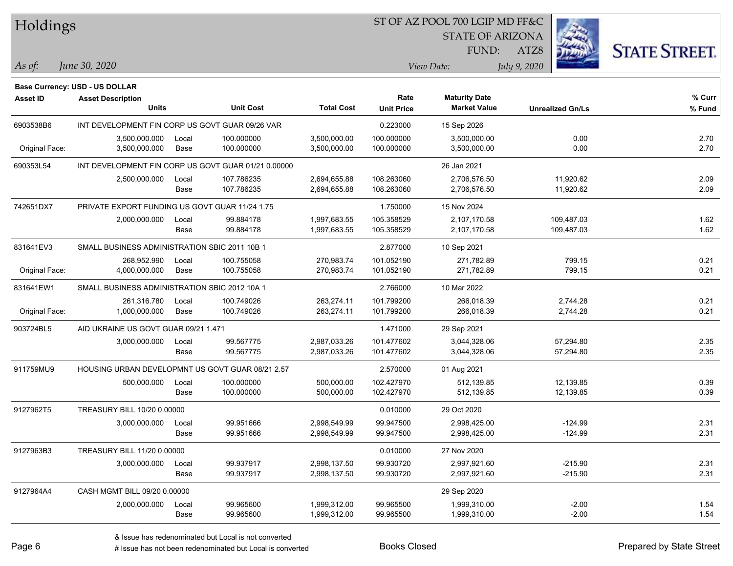# Holdings

ST OF AZ POOL 700 LGIP MD FF&C
STATE OF ARIZONA
FUND: ATZ8

*As of: June 30, 2020*

*View Date: July 9, 2020*

**Base Currency: USD - US DOLLAR**

| Asset ID | Asset Description / Units | | Unit Cost | Total Cost | Rate / Unit Price | Maturity Date / Market Value | Unrealized Gn/Ls | % Curr / % Fund |
|---|---|---|---|---|---|---|---|---|
| 6903538B6 | INT DEVELOPMENT FIN CORP US GOVT GUAR 09/26 VAR | | | | 0.223000 | 15 Sep 2026 | | |
| | 3,500,000.000 | Local | 100.000000 | 3,500,000.00 | 100.000000 | 3,500,000.00 | 0.00 | 2.70 |
| Original Face: | 3,500,000.000 | Base | 100.000000 | 3,500,000.00 | 100.000000 | 3,500,000.00 | 0.00 | 2.70 |
| 690353L54 | INT DEVELOPMENT FIN CORP US GOVT GUAR 01/21 0.00000 | | | | | 26 Jan 2021 | | |
| | 2,500,000.000 | Local | 107.786235 | 2,694,655.88 | 108.263060 | 2,706,576.50 | 11,920.62 | 2.09 |
| | | Base | 107.786235 | 2,694,655.88 | 108.263060 | 2,706,576.50 | 11,920.62 | 2.09 |
| 742651DX7 | PRIVATE EXPORT FUNDING US GOVT GUAR 11/24 1.75 | | | | 1.750000 | 15 Nov 2024 | | |
| | 2,000,000.000 | Local | 99.884178 | 1,997,683.55 | 105.358529 | 2,107,170.58 | 109,487.03 | 1.62 |
| | | Base | 99.884178 | 1,997,683.55 | 105.358529 | 2,107,170.58 | 109,487.03 | 1.62 |
| 831641EV3 | SMALL BUSINESS ADMINISTRATION SBIC 2011 10B 1 | | | | 2.877000 | 10 Sep 2021 | | |
| | 268,952.990 | Local | 100.755058 | 270,983.74 | 101.052190 | 271,782.89 | 799.15 | 0.21 |
| Original Face: | 4,000,000.000 | Base | 100.755058 | 270,983.74 | 101.052190 | 271,782.89 | 799.15 | 0.21 |
| 831641EW1 | SMALL BUSINESS ADMINISTRATION SBIC 2012 10A 1 | | | | 2.766000 | 10 Mar 2022 | | |
| | 261,316.780 | Local | 100.749026 | 263,274.11 | 101.799200 | 266,018.39 | 2,744.28 | 0.21 |
| Original Face: | 1,000,000.000 | Base | 100.749026 | 263,274.11 | 101.799200 | 266,018.39 | 2,744.28 | 0.21 |
| 903724BL5 | AID UKRAINE US GOVT GUAR 09/21 1.471 | | | | 1.471000 | 29 Sep 2021 | | |
| | 3,000,000.000 | Local | 99.567775 | 2,987,033.26 | 101.477602 | 3,044,328.06 | 57,294.80 | 2.35 |
| | | Base | 99.567775 | 2,987,033.26 | 101.477602 | 3,044,328.06 | 57,294.80 | 2.35 |
| 911759MU9 | HOUSING URBAN DEVELOPMNT US GOVT GUAR 08/21 2.57 | | | | 2.570000 | 01 Aug 2021 | | |
| | 500,000.000 | Local | 100.000000 | 500,000.00 | 102.427970 | 512,139.85 | 12,139.85 | 0.39 |
| | | Base | 100.000000 | 500,000.00 | 102.427970 | 512,139.85 | 12,139.85 | 0.39 |
| 9127962T5 | TREASURY BILL 10/20 0.00000 | | | | 0.010000 | 29 Oct 2020 | | |
| | 3,000,000.000 | Local | 99.951666 | 2,998,549.99 | 99.947500 | 2,998,425.00 | -124.99 | 2.31 |
| | | Base | 99.951666 | 2,998,549.99 | 99.947500 | 2,998,425.00 | -124.99 | 2.31 |
| 9127963B3 | TREASURY BILL 11/20 0.00000 | | | | 0.010000 | 27 Nov 2020 | | |
| | 3,000,000.000 | Local | 99.937917 | 2,998,137.50 | 99.930720 | 2,997,921.60 | -215.90 | 2.31 |
| | | Base | 99.937917 | 2,998,137.50 | 99.930720 | 2,997,921.60 | -215.90 | 2.31 |
| 9127964A4 | CASH MGMT BILL 09/20 0.00000 | | | | | 29 Sep 2020 | | |
| | 2,000,000.000 | Local | 99.965600 | 1,999,312.00 | 99.965500 | 1,999,310.00 | -2.00 | 1.54 |
| | | Base | 99.965600 | 1,999,312.00 | 99.965500 | 1,999,310.00 | -2.00 | 1.54 |

& Issue has redenominated but Local is not converted
# Issue has not been redenominated but Local is converted

Books Closed

Prepared by State Street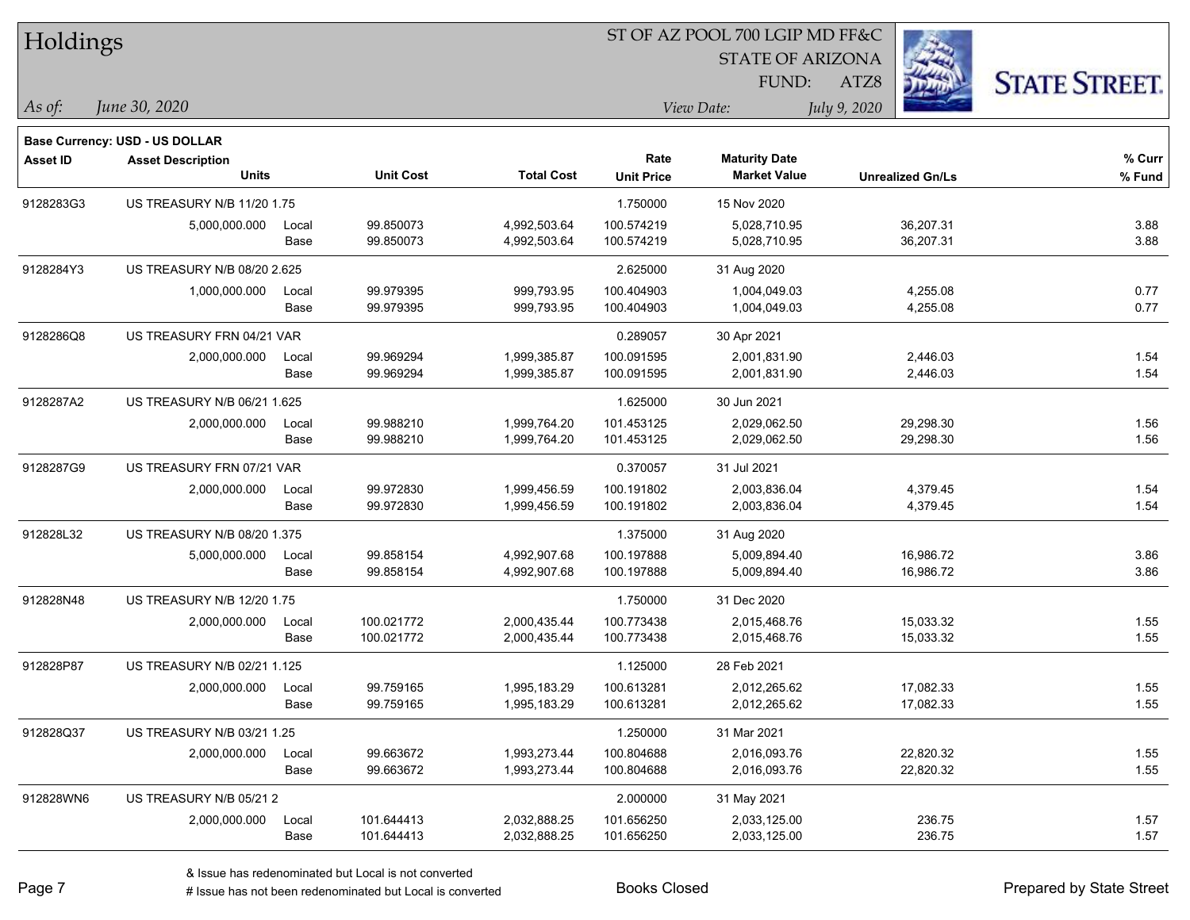# Holdings

ST OF AZ POOL 700 LGIP MD FF&C
STATE OF ARIZONA
FUND: ATZ8

*As of: June 30, 2020*

*View Date: July 9, 2020*

**Base Currency: USD - US DOLLAR**

| Asset ID | Asset Description / Units | | Unit Cost | Total Cost | Rate / Unit Price | Maturity Date / Market Value | Unrealized Gn/Ls | % Curr / % Fund |
|---|---|---|---|---|---|---|---|---|
| 9128283G3 | US TREASURY N/B 11/20 1.75 | | | | 1.750000 | 15 Nov 2020 | | |
| | 5,000,000.000 | Local | 99.850073 | 4,992,503.64 | 100.574219 | 5,028,710.95 | 36,207.31 | 3.88 |
| | | Base | 99.850073 | 4,992,503.64 | 100.574219 | 5,028,710.95 | 36,207.31 | 3.88 |
| 9128284Y3 | US TREASURY N/B 08/20 2.625 | | | | 2.625000 | 31 Aug 2020 | | |
| | 1,000,000.000 | Local | 99.979395 | 999,793.95 | 100.404903 | 1,004,049.03 | 4,255.08 | 0.77 |
| | | Base | 99.979395 | 999,793.95 | 100.404903 | 1,004,049.03 | 4,255.08 | 0.77 |
| 9128286Q8 | US TREASURY FRN 04/21 VAR | | | | 0.289057 | 30 Apr 2021 | | |
| | 2,000,000.000 | Local | 99.969294 | 1,999,385.87 | 100.091595 | 2,001,831.90 | 2,446.03 | 1.54 |
| | | Base | 99.969294 | 1,999,385.87 | 100.091595 | 2,001,831.90 | 2,446.03 | 1.54 |
| 9128287A2 | US TREASURY N/B 06/21 1.625 | | | | 1.625000 | 30 Jun 2021 | | |
| | 2,000,000.000 | Local | 99.988210 | 1,999,764.20 | 101.453125 | 2,029,062.50 | 29,298.30 | 1.56 |
| | | Base | 99.988210 | 1,999,764.20 | 101.453125 | 2,029,062.50 | 29,298.30 | 1.56 |
| 9128287G9 | US TREASURY FRN 07/21 VAR | | | | 0.370057 | 31 Jul 2021 | | |
| | 2,000,000.000 | Local | 99.972830 | 1,999,456.59 | 100.191802 | 2,003,836.04 | 4,379.45 | 1.54 |
| | | Base | 99.972830 | 1,999,456.59 | 100.191802 | 2,003,836.04 | 4,379.45 | 1.54 |
| 912828L32 | US TREASURY N/B 08/20 1.375 | | | | 1.375000 | 31 Aug 2020 | | |
| | 5,000,000.000 | Local | 99.858154 | 4,992,907.68 | 100.197888 | 5,009,894.40 | 16,986.72 | 3.86 |
| | | Base | 99.858154 | 4,992,907.68 | 100.197888 | 5,009,894.40 | 16,986.72 | 3.86 |
| 912828N48 | US TREASURY N/B 12/20 1.75 | | | | 1.750000 | 31 Dec 2020 | | |
| | 2,000,000.000 | Local | 100.021772 | 2,000,435.44 | 100.773438 | 2,015,468.76 | 15,033.32 | 1.55 |
| | | Base | 100.021772 | 2,000,435.44 | 100.773438 | 2,015,468.76 | 15,033.32 | 1.55 |
| 912828P87 | US TREASURY N/B 02/21 1.125 | | | | 1.125000 | 28 Feb 2021 | | |
| | 2,000,000.000 | Local | 99.759165 | 1,995,183.29 | 100.613281 | 2,012,265.62 | 17,082.33 | 1.55 |
| | | Base | 99.759165 | 1,995,183.29 | 100.613281 | 2,012,265.62 | 17,082.33 | 1.55 |
| 912828Q37 | US TREASURY N/B 03/21 1.25 | | | | 1.250000 | 31 Mar 2021 | | |
| | 2,000,000.000 | Local | 99.663672 | 1,993,273.44 | 100.804688 | 2,016,093.76 | 22,820.32 | 1.55 |
| | | Base | 99.663672 | 1,993,273.44 | 100.804688 | 2,016,093.76 | 22,820.32 | 1.55 |
| 912828WN6 | US TREASURY N/B 05/21 2 | | | | 2.000000 | 31 May 2021 | | |
| | 2,000,000.000 | Local | 101.644413 | 2,032,888.25 | 101.656250 | 2,033,125.00 | 236.75 | 1.57 |
| | | Base | 101.644413 | 2,032,888.25 | 101.656250 | 2,033,125.00 | 236.75 | 1.57 |

& Issue has redenominated but Local is not converted
# Issue has not been redenominated but Local is converted

Books Closed

Prepared by State Street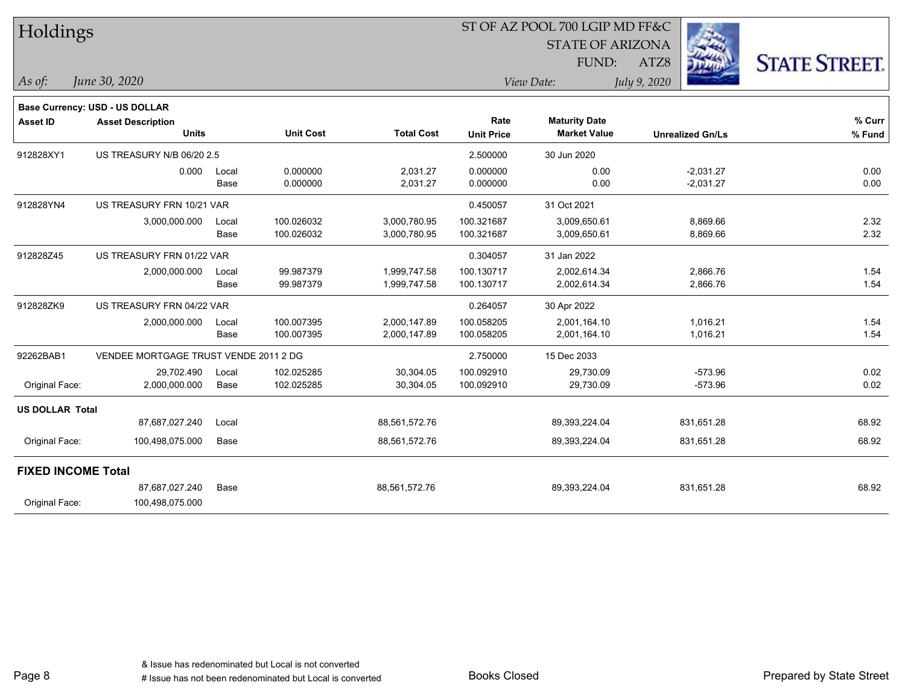# Holdings

ST OF AZ POOL 700 LGIP MD FF&C
STATE OF ARIZONA
FUND: ATZ8

*As of:* *June 30, 2020*

*View Date:* *July 9, 2020*

**Base Currency: USD - US DOLLAR**

| Asset ID | Asset Description / Units | | Unit Cost | Total Cost | Rate / Unit Price | Maturity Date / Market Value | Unrealized Gn/Ls | % Curr / % Fund |
|---|---|---|---|---|---|---|---|---|
| 912828XY1 | US TREASURY N/B 06/20 2.5 | | | | 2.500000 | 30 Jun 2020 | | |
| | 0.000 | Local | 0.000000 | 2,031.27 | 0.000000 | 0.00 | -2,031.27 | 0.00 |
| | | Base | 0.000000 | 2,031.27 | 0.000000 | 0.00 | -2,031.27 | 0.00 |
| 912828YN4 | US TREASURY FRN 10/21 VAR | | | | 0.450057 | 31 Oct 2021 | | |
| | 3,000,000.000 | Local | 100.026032 | 3,000,780.95 | 100.321687 | 3,009,650.61 | 8,869.66 | 2.32 |
| | | Base | 100.026032 | 3,000,780.95 | 100.321687 | 3,009,650.61 | 8,869.66 | 2.32 |
| 912828Z45 | US TREASURY FRN 01/22 VAR | | | | 0.304057 | 31 Jan 2022 | | |
| | 2,000,000.000 | Local | 99.987379 | 1,999,747.58 | 100.130717 | 2,002,614.34 | 2,866.76 | 1.54 |
| | | Base | 99.987379 | 1,999,747.58 | 100.130717 | 2,002,614.34 | 2,866.76 | 1.54 |
| 912828ZK9 | US TREASURY FRN 04/22 VAR | | | | 0.264057 | 30 Apr 2022 | | |
| | 2,000,000.000 | Local | 100.007395 | 2,000,147.89 | 100.058205 | 2,001,164.10 | 1,016.21 | 1.54 |
| | | Base | 100.007395 | 2,000,147.89 | 100.058205 | 2,001,164.10 | 1,016.21 | 1.54 |
| 92262BAB1 | VENDEE MORTGAGE TRUST VENDE 2011 2 DG | | | | 2.750000 | 15 Dec 2033 | | |
| | 29,702.490 | Local | 102.025285 | 30,304.05 | 100.092910 | 29,730.09 | -573.96 | 0.02 |
| Original Face: | 2,000,000.000 | Base | 102.025285 | 30,304.05 | 100.092910 | 29,730.09 | -573.96 | 0.02 |
| **US DOLLAR Total** | | | | | | | | |
| | 87,687,027.240 | Local | | 88,561,572.76 | | 89,393,224.04 | 831,651.28 | 68.92 |
| Original Face: | 100,498,075.000 | Base | | 88,561,572.76 | | 89,393,224.04 | 831,651.28 | 68.92 |
| **FIXED INCOME Total** | | | | | | | | |
| | 87,687,027.240 | Base | | 88,561,572.76 | | 89,393,224.04 | 831,651.28 | 68.92 |
| Original Face: | 100,498,075.000 | | | | | | | |

& Issue has redenominated but Local is not converted
# Issue has not been redenominated but Local is converted

Books Closed

Prepared by State Street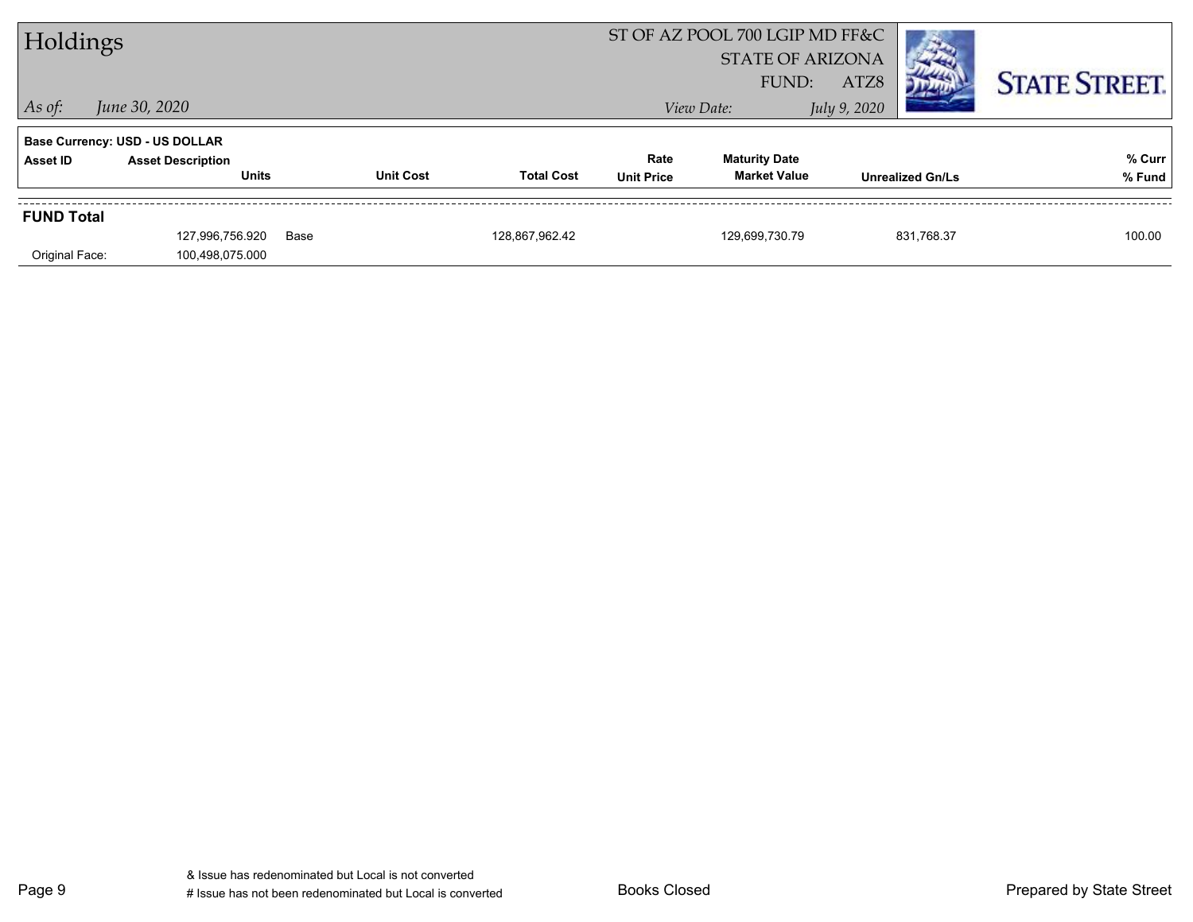# Holdings

ST OF AZ POOL 700 LGIP MD FF&C
STATE OF ARIZONA
FUND: ATZ8

*As of: June 30, 2020*

*View Date: July 9, 2020*

**Base Currency: USD - US DOLLAR**

| Asset ID | Asset Description / Units | | Unit Cost | Total Cost | Rate / Unit Price | Maturity Date / Market Value | Unrealized Gn/Ls | % Curr / % Fund |
|---|---|---|---|---|---|---|---|---|
| **FUND Total** | | | | | | | | |
| | 127,996,756.920 | Base | | 128,867,962.42 | | 129,699,730.79 | 831,768.37 | 100.00 |
| Original Face: | 100,498,075.000 | | | | | | | |

& Issue has redenominated but Local is not converted
# Issue has not been redenominated but Local is converted

Books Closed

Prepared by State Street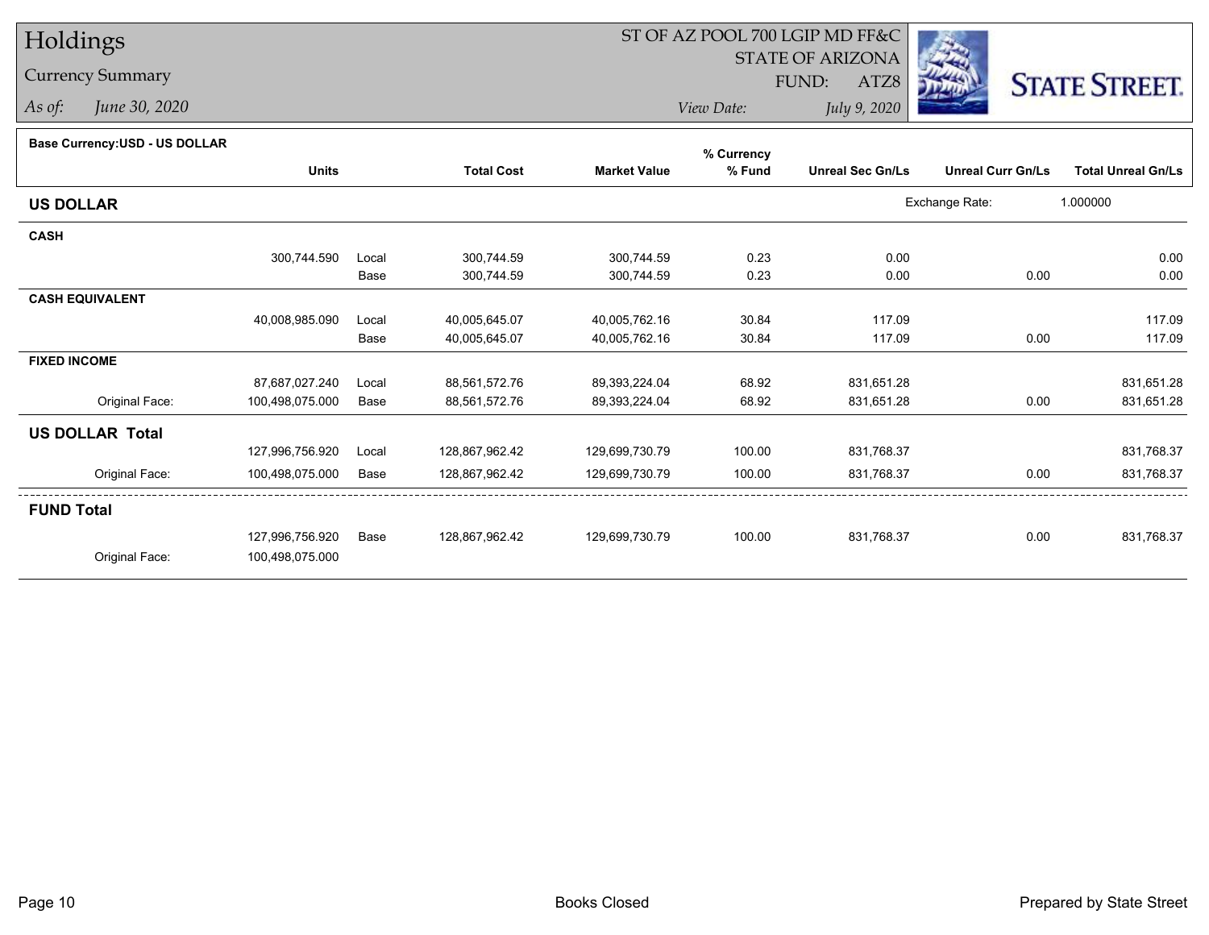# Holdings

## Currency Summary

*As of:* *June 30, 2020*

ST OF AZ POOL 700 LGIP MD FF&C
STATE OF ARIZONA
FUND: ATZ8

*View Date:* *July 9, 2020*

STATE STREET.

**Base Currency:USD - US DOLLAR**

| | Units | | Total Cost | Market Value | % Currency % Fund | Unreal Sec Gn/Ls | Unreal Curr Gn/Ls | Total Unreal Gn/Ls |
|---|---|---|---|---|---|---|---|---|
| **US DOLLAR** | | | | | | Exchange Rate: | 1.000000 | |
| **CASH** | | | | | | | | |
| | 300,744.590 | Local | 300,744.59 | 300,744.59 | 0.23 | 0.00 | | 0.00 |
| | | Base | 300,744.59 | 300,744.59 | 0.23 | 0.00 | 0.00 | 0.00 |
| **CASH EQUIVALENT** | | | | | | | | |
| | 40,008,985.090 | Local | 40,005,645.07 | 40,005,762.16 | 30.84 | 117.09 | | 117.09 |
| | | Base | 40,005,645.07 | 40,005,762.16 | 30.84 | 117.09 | 0.00 | 117.09 |
| **FIXED INCOME** | | | | | | | | |
| | 87,687,027.240 | Local | 88,561,572.76 | 89,393,224.04 | 68.92 | 831,651.28 | | 831,651.28 |
| Original Face: | 100,498,075.000 | Base | 88,561,572.76 | 89,393,224.04 | 68.92 | 831,651.28 | 0.00 | 831,651.28 |
| **US DOLLAR Total** | | | | | | | | |
| | 127,996,756.920 | Local | 128,867,962.42 | 129,699,730.79 | 100.00 | 831,768.37 | | 831,768.37 |
| Original Face: | 100,498,075.000 | Base | 128,867,962.42 | 129,699,730.79 | 100.00 | 831,768.37 | 0.00 | 831,768.37 |
| **FUND Total** | | | | | | | | |
| | 127,996,756.920 | Base | 128,867,962.42 | 129,699,730.79 | 100.00 | 831,768.37 | 0.00 | 831,768.37 |
| Original Face: | 100,498,075.000 | | | | | | | |

Books Closed

Prepared by State Street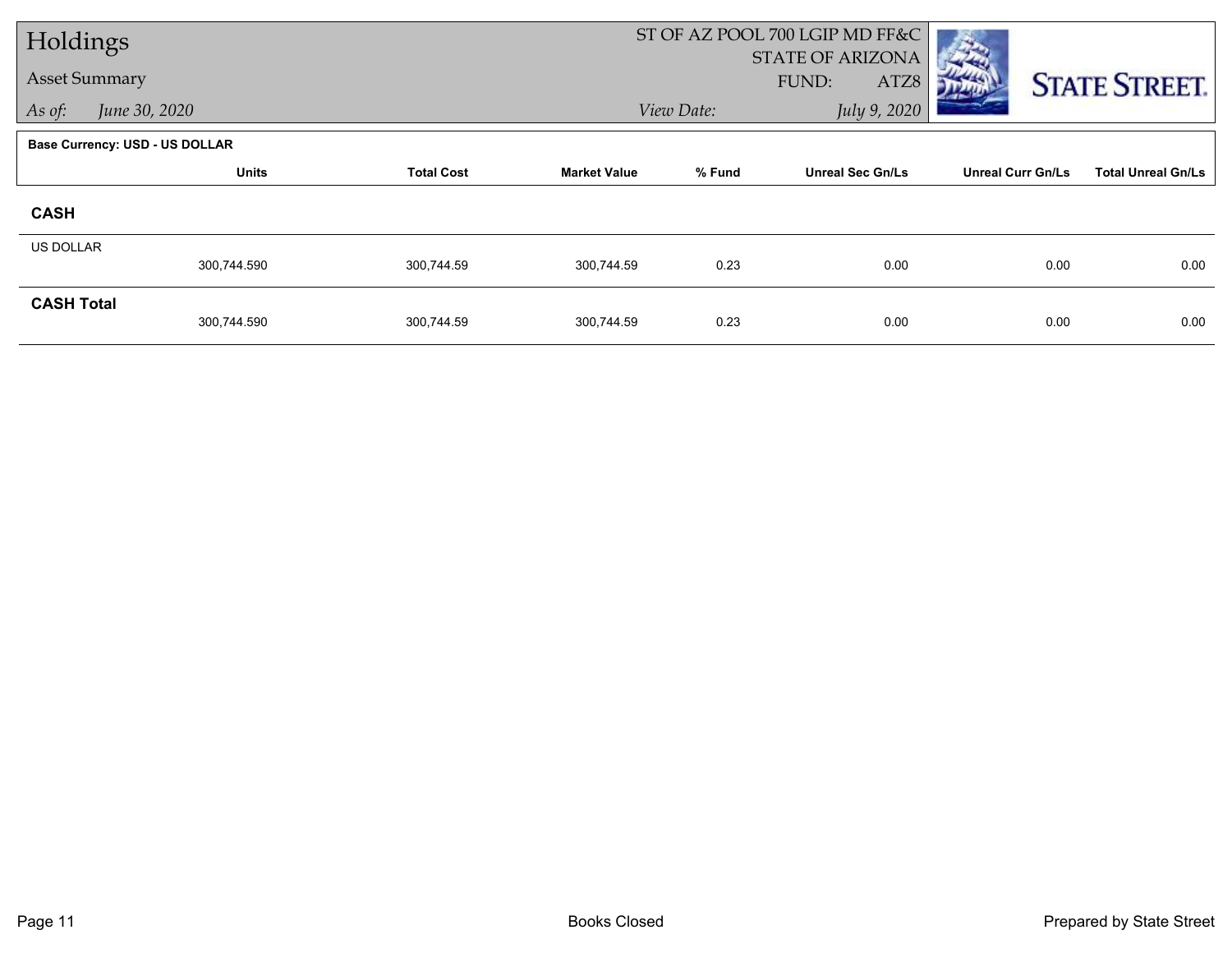# Holdings

## Asset Summary

*As of:* *June 30, 2020*

ST OF AZ POOL 700 LGIP MD FF&C
STATE OF ARIZONA
FUND: ATZ8

*View Date:* *July 9, 2020*

**Base Currency: USD - US DOLLAR**

| | Units | Total Cost | Market Value | % Fund | Unreal Sec Gn/Ls | Unreal Curr Gn/Ls | Total Unreal Gn/Ls |
|---|---|---|---|---|---|---|---|
| **CASH** | | | | | | | |
| US DOLLAR | 300,744.590 | 300,744.59 | 300,744.59 | 0.23 | 0.00 | 0.00 | 0.00 |
| **CASH Total** | 300,744.590 | 300,744.59 | 300,744.59 | 0.23 | 0.00 | 0.00 | 0.00 |

Books Closed

Prepared by State Street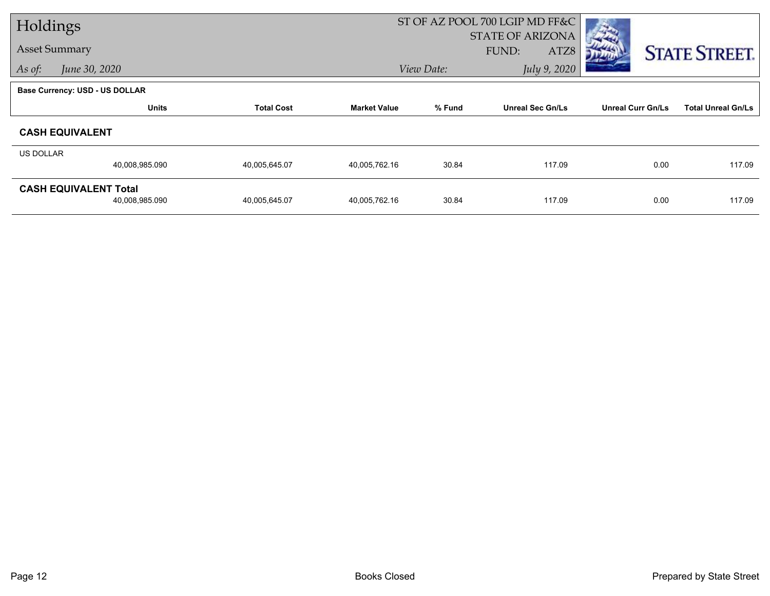# Holdings

**Asset Summary**

*As of:* *June 30, 2020*

ST OF AZ POOL 700 LGIP MD FF&C
STATE OF ARIZONA
FUND: ATZ8

*View Date:* *July 9, 2020*

STATE STREET.

**Base Currency: USD - US DOLLAR**

| | Units | Total Cost | Market Value | % Fund | Unreal Sec Gn/Ls | Unreal Curr Gn/Ls | Total Unreal Gn/Ls |
|---|---|---|---|---|---|---|---|
| **CASH EQUIVALENT** | | | | | | | |
| US DOLLAR | 40,008,985.090 | 40,005,645.07 | 40,005,762.16 | 30.84 | 117.09 | 0.00 | 117.09 |
| **CASH EQUIVALENT Total** | 40,008,985.090 | 40,005,645.07 | 40,005,762.16 | 30.84 | 117.09 | 0.00 | 117.09 |

Books Closed

Prepared by State Street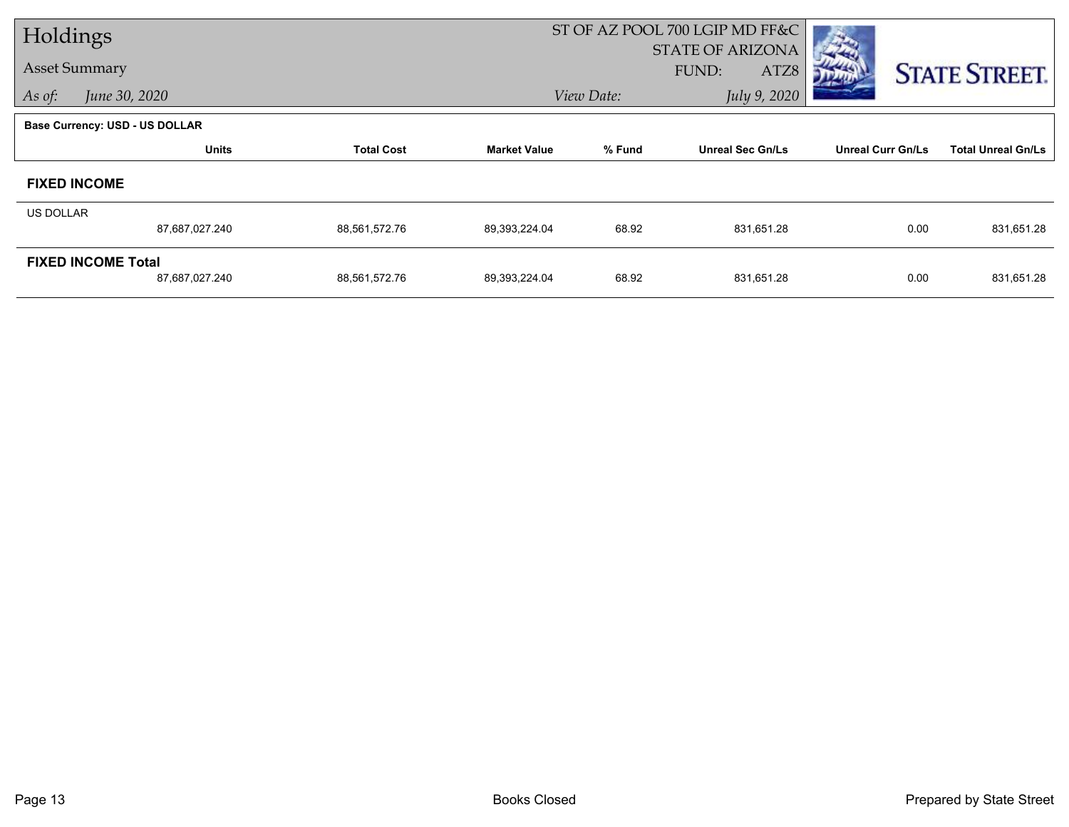# Holdings

**Asset Summary**

*As of:* *June 30, 2020*

ST OF AZ POOL 700 LGIP MD FF&C
STATE OF ARIZONA
FUND: ATZ8

*View Date:* *July 9, 2020*

STATE STREET.

**Base Currency: USD - US DOLLAR**

| | Units | Total Cost | Market Value | % Fund | Unreal Sec Gn/Ls | Unreal Curr Gn/Ls | Total Unreal Gn/Ls |
|---|---|---|---|---|---|---|---|
| **FIXED INCOME** | | | | | | | |
| US DOLLAR | 87,687,027.240 | 88,561,572.76 | 89,393,224.04 | 68.92 | 831,651.28 | 0.00 | 831,651.28 |
| **FIXED INCOME Total** | 87,687,027.240 | 88,561,572.76 | 89,393,224.04 | 68.92 | 831,651.28 | 0.00 | 831,651.28 |

Books Closed

Prepared by State Street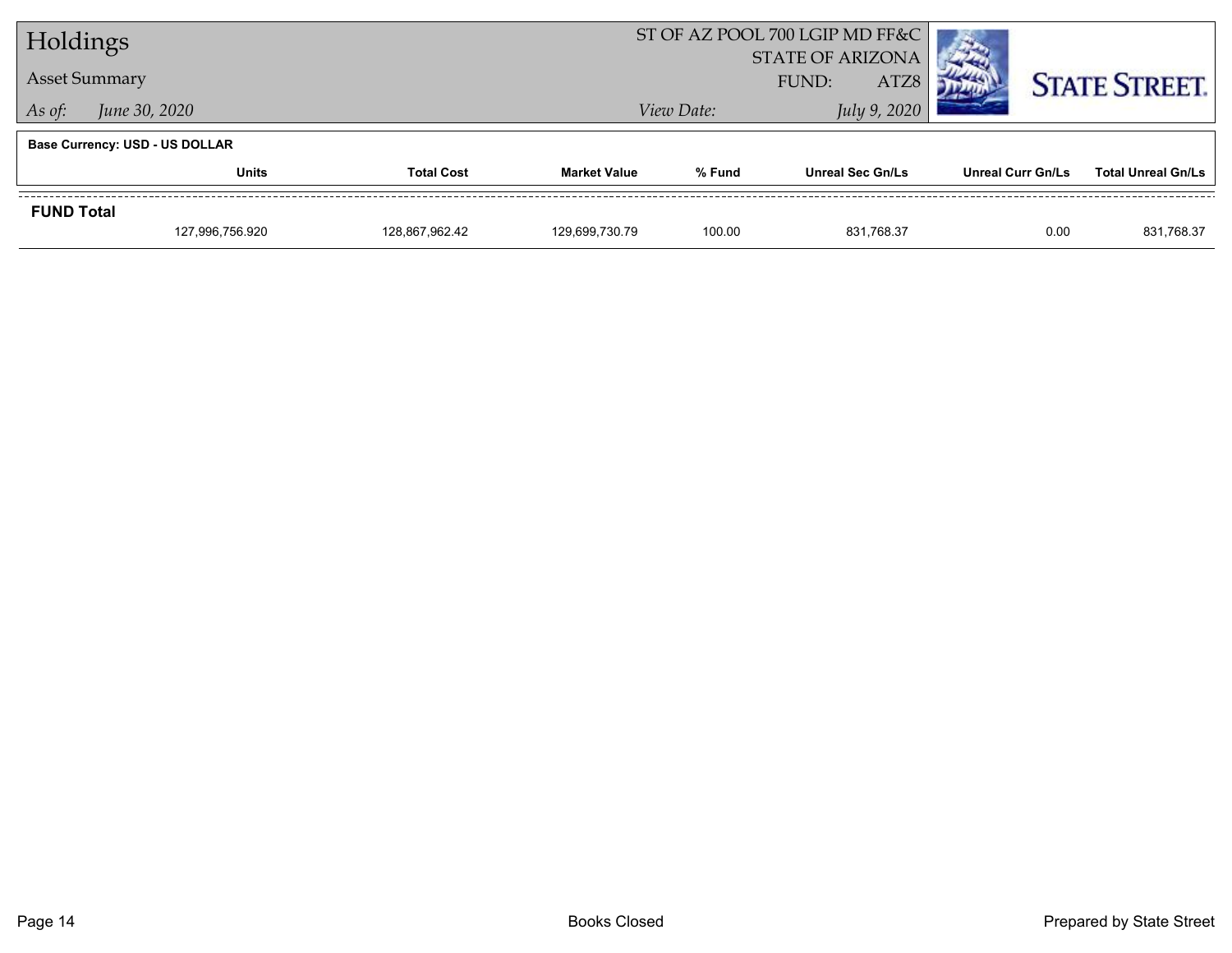# Holdings

Asset Summary

*As of: June 30, 2020*

ST OF AZ POOL 700 LGIP MD FF&C
STATE OF ARIZONA
FUND: ATZ8

*View Date: July 9, 2020*

**Base Currency: USD - US DOLLAR**

| | Units | Total Cost | Market Value | % Fund | Unreal Sec Gn/Ls | Unreal Curr Gn/Ls | Total Unreal Gn/Ls |
|---|---|---|---|---|---|---|---|
| **FUND Total** | | | | | | | |
| | 127,996,756.920 | 128,867,962.42 | 129,699,730.79 | 100.00 | 831,768.37 | 0.00 | 831,768.37 |

Books Closed

Prepared by State Street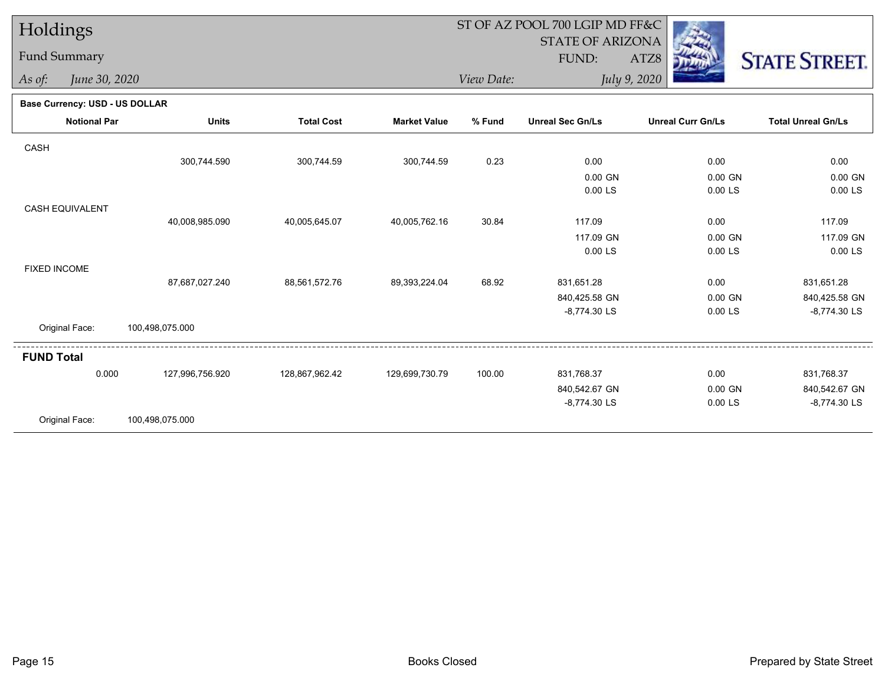# Holdings

Fund Summary

*As of:* *June 30, 2020*

ST OF AZ POOL 700 LGIP MD FF&C
STATE OF ARIZONA
FUND: ATZ8

*View Date:* *July 9, 2020*

STATE STREET.

**Base Currency: USD - US DOLLAR**

| Notional Par | Units | Total Cost | Market Value | % Fund | Unreal Sec Gn/Ls | Unreal Curr Gn/Ls | Total Unreal Gn/Ls |
|---|---|---|---|---|---|---|---|
| CASH | | | | | | | |
| | 300,744.590 | 300,744.59 | 300,744.59 | 0.23 | 0.00 | 0.00 | 0.00 |
| | | | | | 0.00 GN | 0.00 GN | 0.00 GN |
| | | | | | 0.00 LS | 0.00 LS | 0.00 LS |
| CASH EQUIVALENT | | | | | | | |
| | 40,008,985.090 | 40,005,645.07 | 40,005,762.16 | 30.84 | 117.09 | 0.00 | 117.09 |
| | | | | | 117.09 GN | 0.00 GN | 117.09 GN |
| | | | | | 0.00 LS | 0.00 LS | 0.00 LS |
| FIXED INCOME | | | | | | | |
| | 87,687,027.240 | 88,561,572.76 | 89,393,224.04 | 68.92 | 831,651.28 | 0.00 | 831,651.28 |
| | | | | | 840,425.58 GN | 0.00 GN | 840,425.58 GN |
| | | | | | -8,774.30 LS | 0.00 LS | -8,774.30 LS |
| Original Face: | 100,498,075.000 | | | | | | |
| **FUND Total** | | | | | | | |
| 0.000 | 127,996,756.920 | 128,867,962.42 | 129,699,730.79 | 100.00 | 831,768.37 | 0.00 | 831,768.37 |
| | | | | | 840,542.67 GN | 0.00 GN | 840,542.67 GN |
| | | | | | -8,774.30 LS | 0.00 LS | -8,774.30 LS |
| Original Face: | 100,498,075.000 | | | | | | |

Books Closed

Prepared by State Street